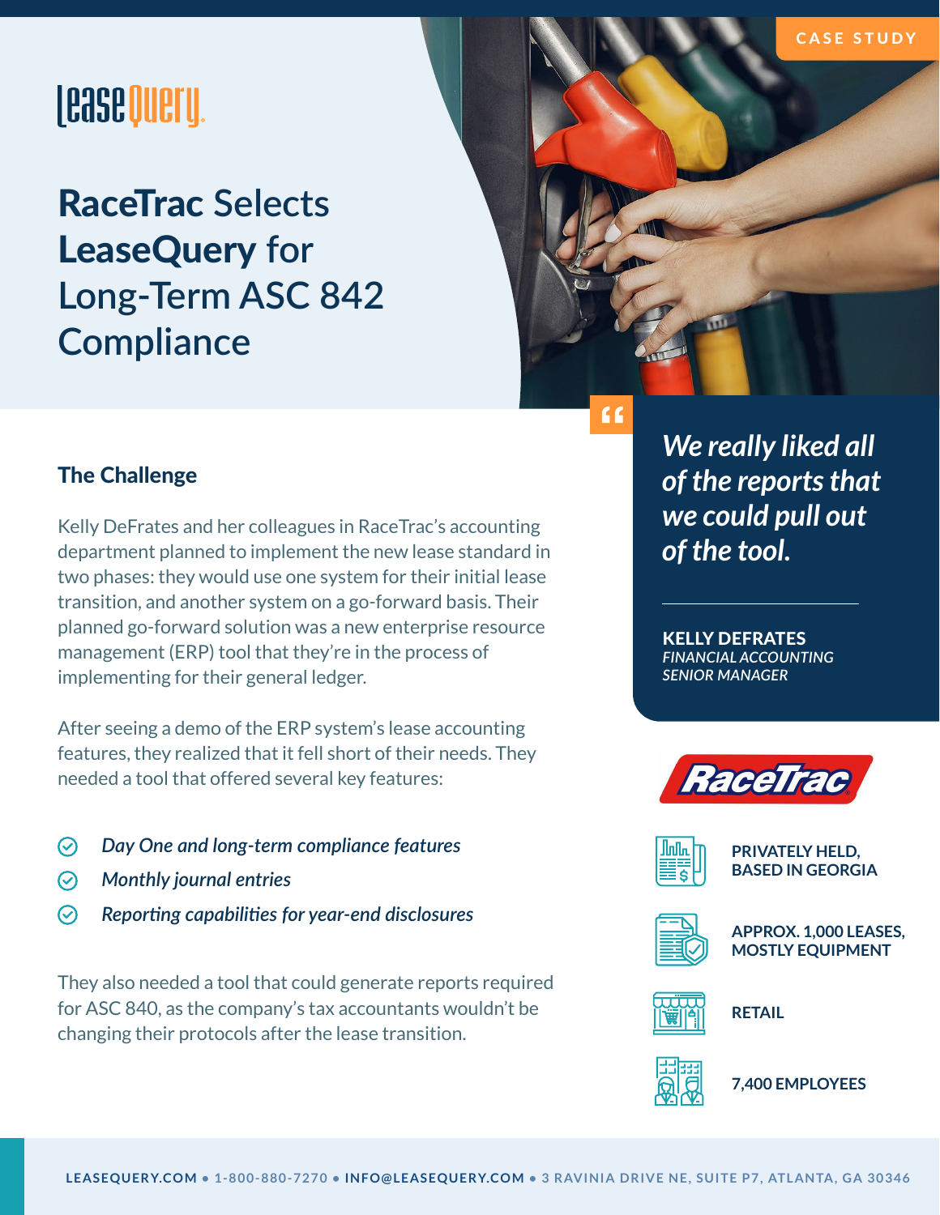CASE STUDY

leaseQuery

# RaceTrac Selects LeaseQuery for Long-Term ASC 842 Compliance

## The Challenge

Kelly DeFrates and her colleagues in RaceTrac's accounting department planned to implement the new lease standard in two phases: they would use one system for their initial lease transition, and another system on a go-forward basis. Their planned go-forward solution was a new enterprise resource management (ERP) tool that they're in the process of implementing for their general ledger.

After seeing a demo of the ERP system's lease accounting features, they realized that it fell short of their needs. They needed a tool that offered several key features:

- *Day One and long-term compliance features*
- *Monthly journal entries*
- *Reporting capabilities for year-end disclosures*

They also needed a tool that could generate reports required for ASC 840, as the company's tax accountants wouldn't be changing their protocols after the lease transition.

> ***We really liked all of the reports that we could pull out of the tool.***
>
> **KELLY DEFRATES**
> *FINANCIAL ACCOUNTING SENIOR MANAGER*

RaceTrac

**PRIVATELY HELD, BASED IN GEORGIA**

**APPROX. 1,000 LEASES, MOSTLY EQUIPMENT**

**RETAIL**

**7,400 EMPLOYEES**

LEASEQUERY.COM • 1-800-880-7270 • INFO@LEASEQUERY.COM • 3 RAVINIA DRIVE NE, SUITE P7, ATLANTA, GA 30346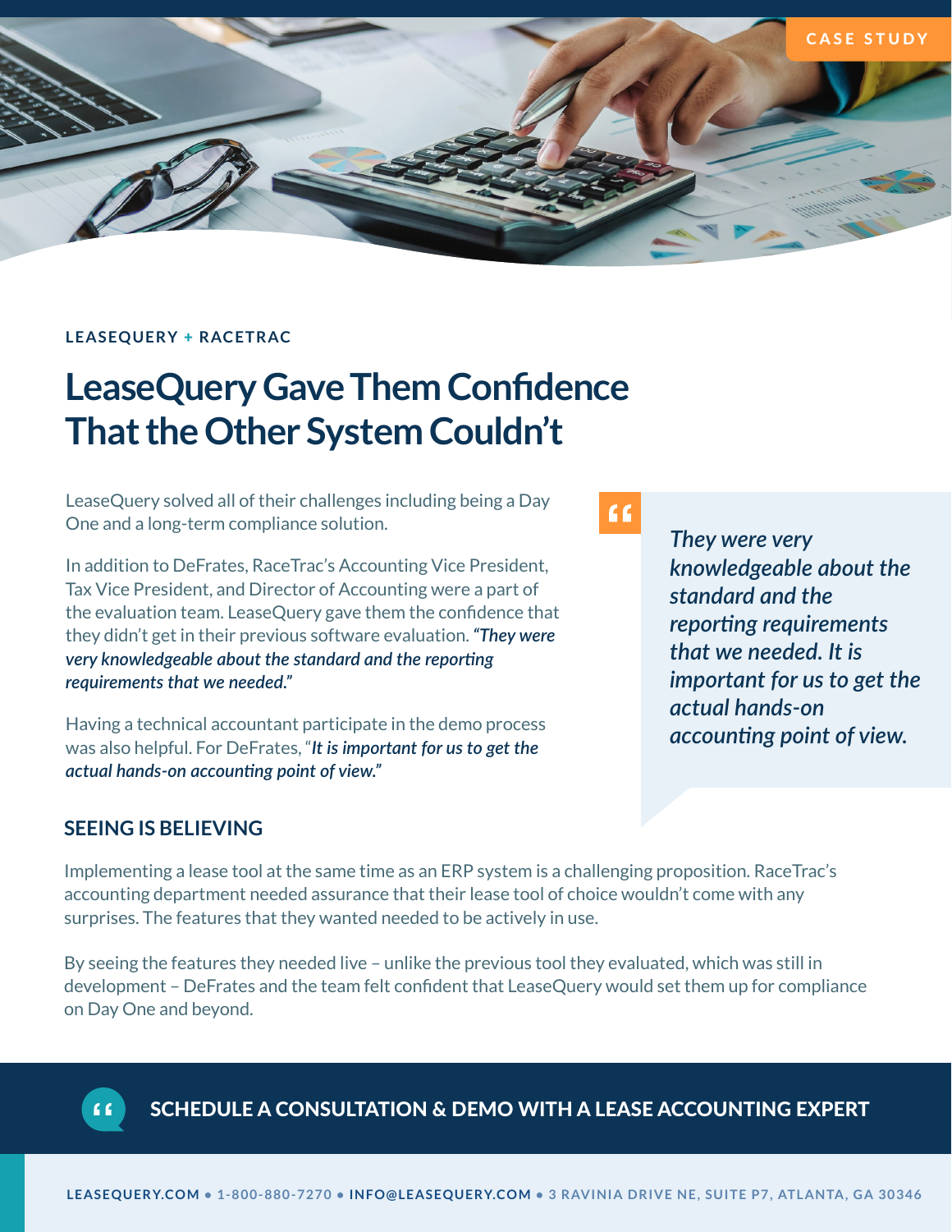CASE STUDY

**LEASEQUERY + RACETRAC**

# LeaseQuery Gave Them Confidence That the Other System Couldn't

LeaseQuery solved all of their challenges including being a Day One and a long-term compliance solution.

In addition to DeFrates, RaceTrac's Accounting Vice President, Tax Vice President, and Director of Accounting were a part of the evaluation team. LeaseQuery gave them the confidence that they didn't get in their previous software evaluation. ***"They were very knowledgeable about the standard and the reporting requirements that we needed."***

Having a technical accountant participate in the demo process was also helpful. For DeFrates, "***It is important for us to get the actual hands-on accounting point of view."***

> *They were very knowledgeable about the standard and the reporting requirements that we needed. It is important for us to get the actual hands-on accounting point of view.*

## SEEING IS BELIEVING

Implementing a lease tool at the same time as an ERP system is a challenging proposition. RaceTrac's accounting department needed assurance that their lease tool of choice wouldn't come with any surprises. The features that they wanted needed to be actively in use.

By seeing the features they needed live – unlike the previous tool they evaluated, which was still in development – DeFrates and the team felt confident that LeaseQuery would set them up for compliance on Day One and beyond.

**SCHEDULE A CONSULTATION & DEMO WITH A LEASE ACCOUNTING EXPERT**

LEASEQUERY.COM • 1-800-880-7270 • INFO@LEASEQUERY.COM • 3 RAVINIA DRIVE NE, SUITE P7, ATLANTA, GA 30346